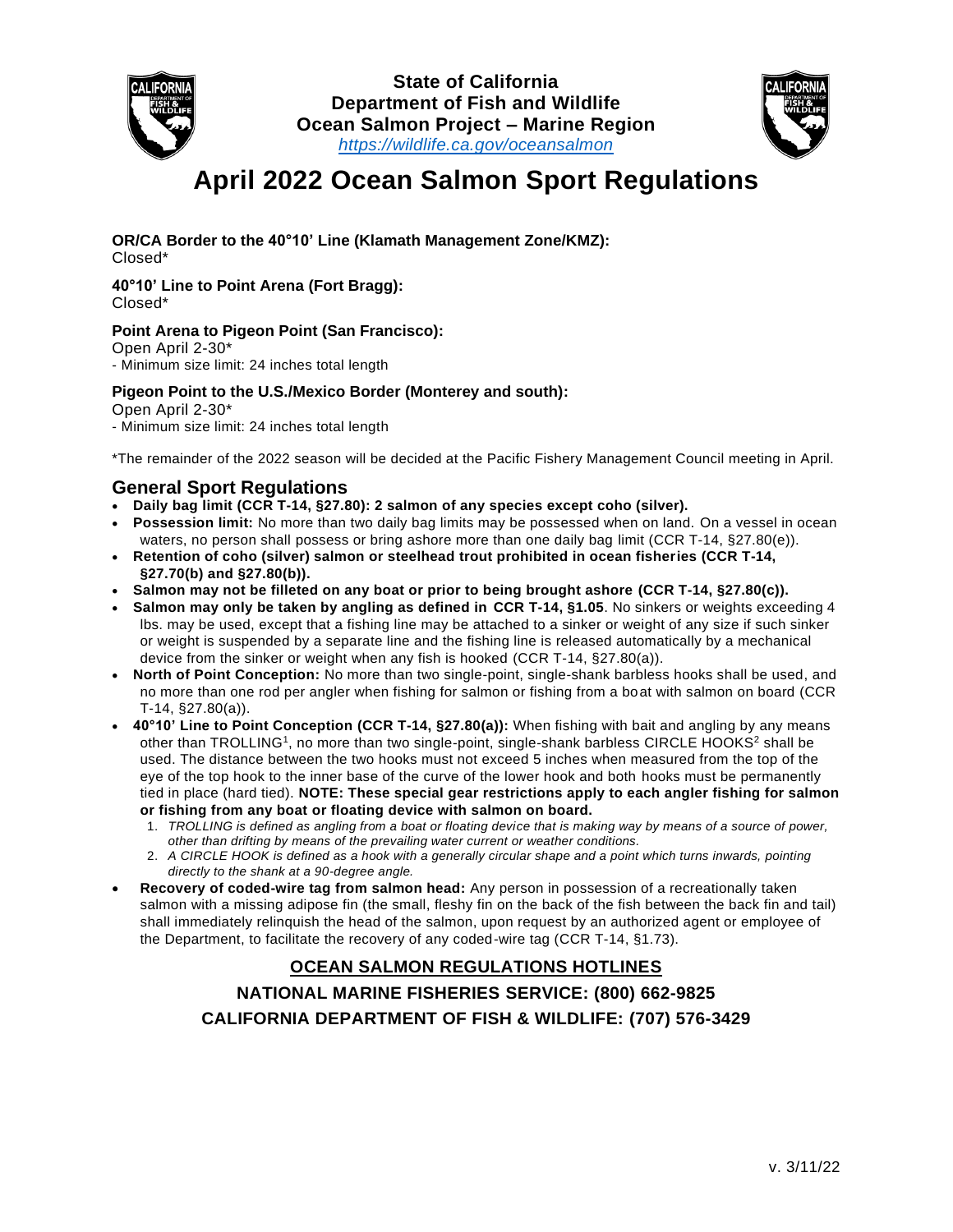**State of California**
**Department of Fish and Wildlife**
**Ocean Salmon Project – Marine Region**
*https://wildlife.ca.gov/oceansalmon*

# April 2022 Ocean Salmon Sport Regulations

**OR/CA Border to the 40°10' Line (Klamath Management Zone/KMZ):**
Closed*

**40°10' Line to Point Arena (Fort Bragg):**
Closed*

**Point Arena to Pigeon Point (San Francisco):**
Open April 2-30*
- Minimum size limit: 24 inches total length

**Pigeon Point to the U.S./Mexico Border (Monterey and south):**
Open April 2-30*
- Minimum size limit: 24 inches total length

*The remainder of the 2022 season will be decided at the Pacific Fishery Management Council meeting in April.

## General Sport Regulations

- **Daily bag limit (CCR T-14, §27.80): 2 salmon of any species except coho (silver).**
- **Possession limit:** No more than two daily bag limits may be possessed when on land. On a vessel in ocean waters, no person shall possess or bring ashore more than one daily bag limit (CCR T-14, §27.80(e)).
- **Retention of coho (silver) salmon or steelhead trout prohibited in ocean fisheries (CCR T-14, §27.70(b) and §27.80(b)).**
- **Salmon may not be filleted on any boat or prior to being brought ashore (CCR T-14, §27.80(c)).**
- **Salmon may only be taken by angling as defined in CCR T-14, §1.05**. No sinkers or weights exceeding 4 lbs. may be used, except that a fishing line may be attached to a sinker or weight of any size if such sinker or weight is suspended by a separate line and the fishing line is released automatically by a mechanical device from the sinker or weight when any fish is hooked (CCR T-14, §27.80(a)).
- **North of Point Conception:** No more than two single-point, single-shank barbless hooks shall be used, and no more than one rod per angler when fishing for salmon or fishing from a boat with salmon on board (CCR T-14, §27.80(a)).
- **40°10' Line to Point Conception (CCR T-14, §27.80(a)):** When fishing with bait and angling by any means other than TROLLING[1], no more than two single-point, single-shank barbless CIRCLE HOOKS[2] shall be used. The distance between the two hooks must not exceed 5 inches when measured from the top of the eye of the top hook to the inner base of the curve of the lower hook and both hooks must be permanently tied in place (hard tied). **NOTE: These special gear restrictions apply to each angler fishing for salmon or fishing from any boat or floating device with salmon on board.**
    1. *TROLLING is defined as angling from a boat or floating device that is making way by means of a source of power, other than drifting by means of the prevailing water current or weather conditions.*
    2. *A CIRCLE HOOK is defined as a hook with a generally circular shape and a point which turns inwards, pointing directly to the shank at a 90-degree angle.*
- **Recovery of coded-wire tag from salmon head:** Any person in possession of a recreationally taken salmon with a missing adipose fin (the small, fleshy fin on the back of the fish between the back fin and tail) shall immediately relinquish the head of the salmon, upon request by an authorized agent or employee of the Department, to facilitate the recovery of any coded-wire tag (CCR T-14, §1.73).

**OCEAN SALMON REGULATIONS HOTLINES**

**NATIONAL MARINE FISHERIES SERVICE: (800) 662-9825**

**CALIFORNIA DEPARTMENT OF FISH & WILDLIFE: (707) 576-3429**

v. 3/11/22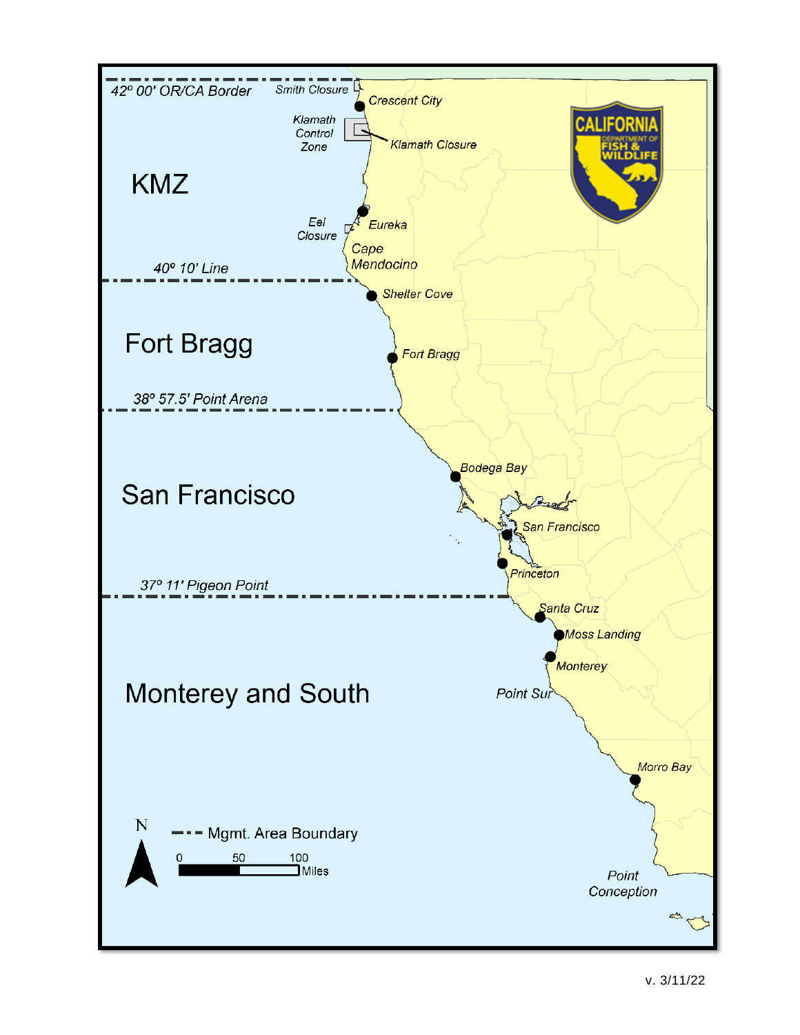42º 00' OR/CA Border

Smith Closure

Crescent City

Klamath Control Zone

Klamath Closure

KMZ

Eel Closure

Eureka

Cape Mendocino

40º 10' Line

Shelter Cove

Fort Bragg

Fort Bragg

38º 57.5' Point Arena

Bodega Bay

San Francisco

San Francisco

Princeton

37º 11' Pigeon Point

Santa Cruz

Moss Landing

Monterey

Monterey and South

Point Sur

Morro Bay

Point Conception

CALIFORNIA DEPARTMENT OF FISH & WILDLIFE

N

Mgmt. Area Boundary

0 50 100 Miles

v. 3/11/22